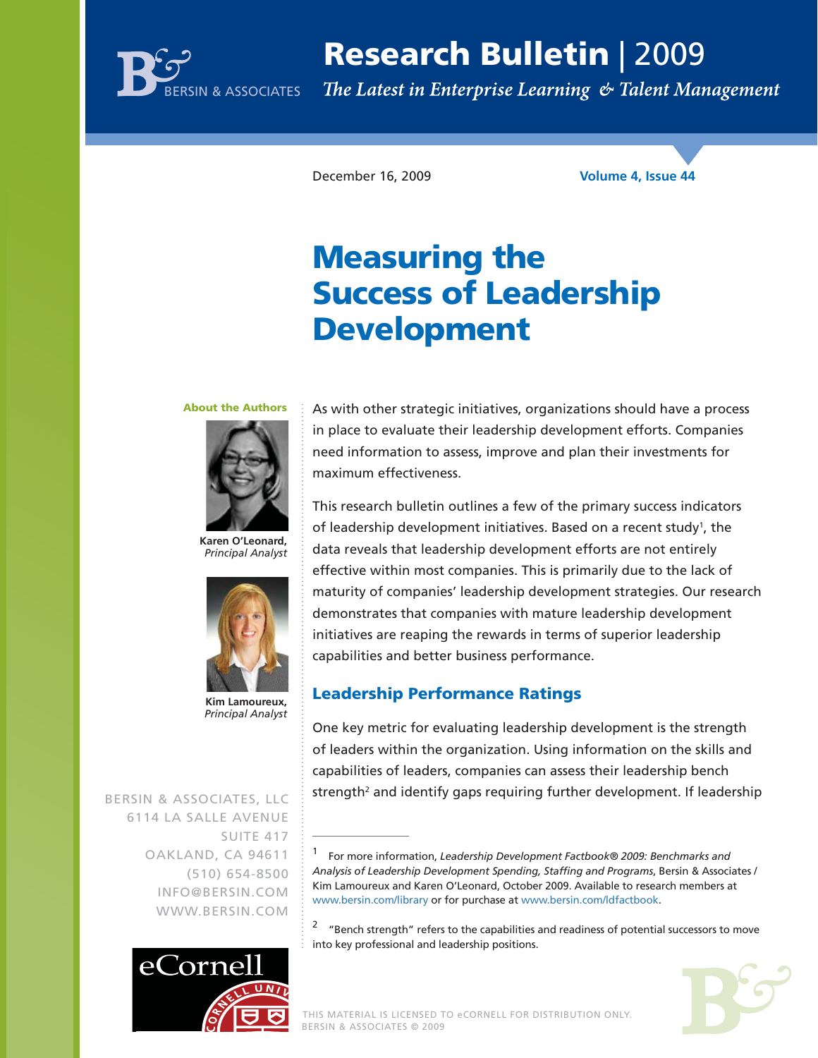December 16, 2009

Volume 4, Issue 44

# Measuring the Success of Leadership Development

**About the Authors**

**Karen O'Leonard,** *Principal Analyst*

**Kim Lamoureux,** *Principal Analyst*

BERSIN & ASSOCIATES, LLC
6114 LA SALLE AVENUE
SUITE 417
OAKLAND, CA 94611
(510) 654-8500
INFO@BERSIN.COM
WWW.BERSIN.COM

As with other strategic initiatives, organizations should have a process in place to evaluate their leadership development efforts. Companies need information to assess, improve and plan their investments for maximum effectiveness.

This research bulletin outlines a few of the primary success indicators of leadership development initiatives. Based on a recent study[1], the data reveals that leadership development efforts are not entirely effective within most companies. This is primarily due to the lack of maturity of companies' leadership development strategies. Our research demonstrates that companies with mature leadership development initiatives are reaping the rewards in terms of superior leadership capabilities and better business performance.

## Leadership Performance Ratings

One key metric for evaluating leadership development is the strength of leaders within the organization. Using information on the skills and capabilities of leaders, companies can assess their leadership bench strength[2] and identify gaps requiring further development. If leadership

---

[1] For more information, *Leadership Development Factbook® 2009: Benchmarks and Analysis of Leadership Development Spending, Staffing and Programs*, Bersin & Associates / Kim Lamoureux and Karen O'Leonard, October 2009. Available to research members at www.bersin.com/library or for purchase at www.bersin.com/ldfactbook.

[2] "Bench strength" refers to the capabilities and readiness of potential successors to move into key professional and leadership positions.

THIS MATERIAL IS LICENSED TO eCORNELL FOR DISTRIBUTION ONLY.
BERSIN & ASSOCIATES © 2009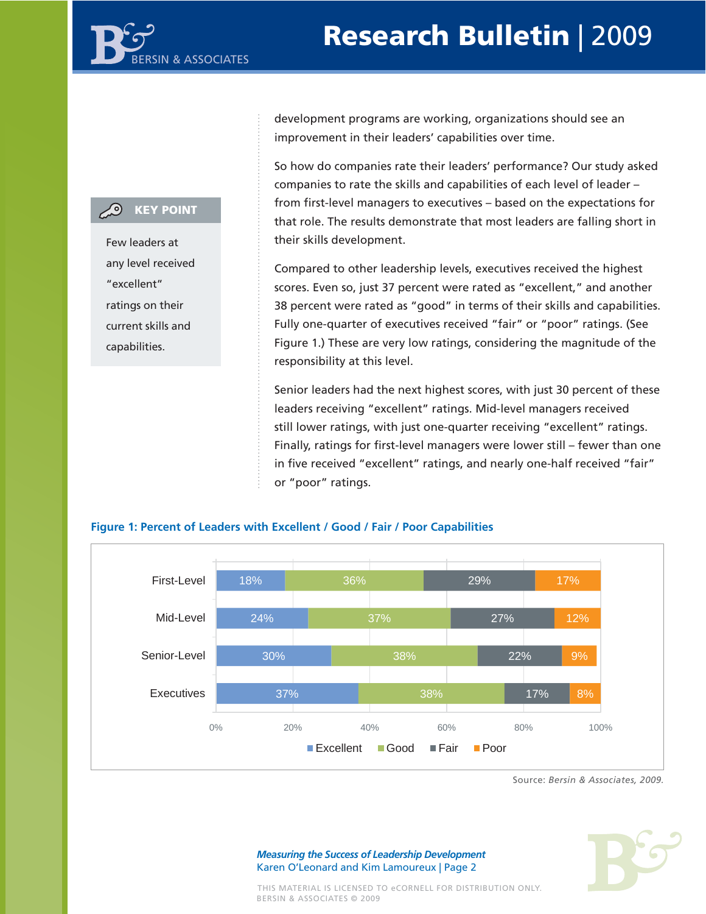development programs are working, organizations should see an improvement in their leaders' capabilities over time.

So how do companies rate their leaders' performance? Our study asked companies to rate the skills and capabilities of each level of leader – from first-level managers to executives – based on the expectations for that role. The results demonstrate that most leaders are falling short in their skills development.

**KEY POINT**

Few leaders at any level received "excellent" ratings on their current skills and capabilities.

Compared to other leadership levels, executives received the highest scores. Even so, just 37 percent were rated as "excellent," and another 38 percent were rated as "good" in terms of their skills and capabilities. Fully one-quarter of executives received "fair" or "poor" ratings. (See Figure 1.) These are very low ratings, considering the magnitude of the responsibility at this level.

Senior leaders had the next highest scores, with just 30 percent of these leaders receiving "excellent" ratings. Mid-level managers received still lower ratings, with just one-quarter receiving "excellent" ratings. Finally, ratings for first-level managers were lower still – fewer than one in five received "excellent" ratings, and nearly one-half received "fair" or "poor" ratings.

**Figure 1: Percent of Leaders with Excellent / Good / Fair / Poor Capabilities**

| | Excellent | Good | Fair | Poor |
|---|---|---|---|---|
| First-Level | 18% | 36% | 29% | 17% |
| Mid-Level | 24% | 37% | 27% | 12% |
| Senior-Level | 30% | 38% | 22% | 9% |
| Executives | 37% | 38% | 17% | 8% |

Source: *Bersin & Associates, 2009.*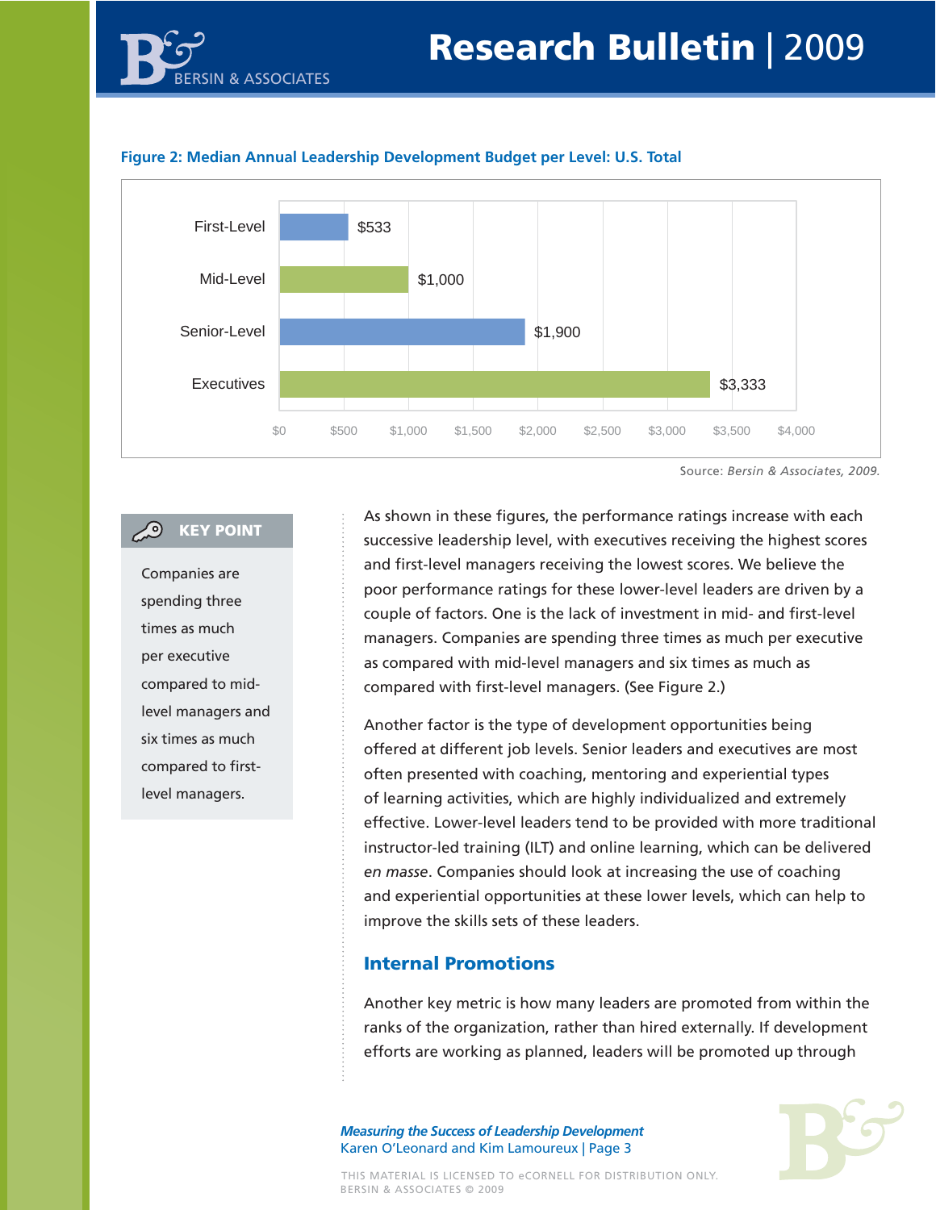**Figure 2: Median Annual Leadership Development Budget per Level: U.S. Total**

| Level | Budget |
| --- | --- |
| First-Level | $533 |
| Mid-Level | $1,000 |
| Senior-Level | $1,900 |
| Executives | $3,333 |

Source: *Bersin & Associates, 2009.*

**KEY POINT**

Companies are spending three times as much per executive compared to mid-level managers and six times as much compared to first-level managers.

As shown in these figures, the performance ratings increase with each successive leadership level, with executives receiving the highest scores and first-level managers receiving the lowest scores. We believe the poor performance ratings for these lower-level leaders are driven by a couple of factors. One is the lack of investment in mid- and first-level managers. Companies are spending three times as much per executive as compared with mid-level managers and six times as much as compared with first-level managers. (See Figure 2.)

Another factor is the type of development opportunities being offered at different job levels. Senior leaders and executives are most often presented with coaching, mentoring and experiential types of learning activities, which are highly individualized and extremely effective. Lower-level leaders tend to be provided with more traditional instructor-led training (ILT) and online learning, which can be delivered *en masse*. Companies should look at increasing the use of coaching and experiential opportunities at these lower levels, which can help to improve the skills sets of these leaders.

## Internal Promotions

Another key metric is how many leaders are promoted from within the ranks of the organization, rather than hired externally. If development efforts are working as planned, leaders will be promoted up through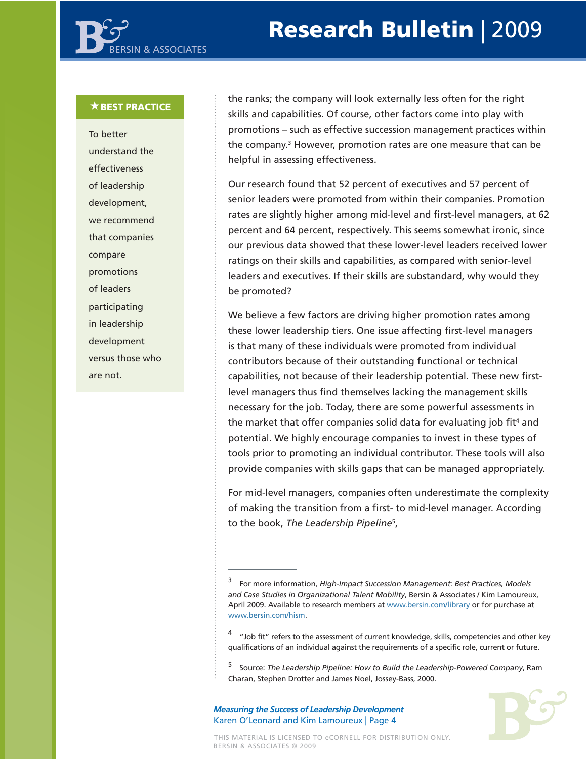**★ BEST PRACTICE**

To better understand the effectiveness of leadership development, we recommend that companies compare promotions of leaders participating in leadership development versus those who are not.

the ranks; the company will look externally less often for the right skills and capabilities. Of course, other factors come into play with promotions – such as effective succession management practices within the company.[3] However, promotion rates are one measure that can be helpful in assessing effectiveness.

Our research found that 52 percent of executives and 57 percent of senior leaders were promoted from within their companies. Promotion rates are slightly higher among mid-level and first-level managers, at 62 percent and 64 percent, respectively. This seems somewhat ironic, since our previous data showed that these lower-level leaders received lower ratings on their skills and capabilities, as compared with senior-level leaders and executives. If their skills are substandard, why would they be promoted?

We believe a few factors are driving higher promotion rates among these lower leadership tiers. One issue affecting first-level managers is that many of these individuals were promoted from individual contributors because of their outstanding functional or technical capabilities, not because of their leadership potential. These new first-level managers thus find themselves lacking the management skills necessary for the job. Today, there are some powerful assessments in the market that offer companies solid data for evaluating job fit[4] and potential. We highly encourage companies to invest in these types of tools prior to promoting an individual contributor. These tools will also provide companies with skills gaps that can be managed appropriately.

For mid-level managers, companies often underestimate the complexity of making the transition from a first- to mid-level manager. According to the book, *The Leadership Pipeline*[5],

---

[3] For more information, *High-Impact Succession Management: Best Practices, Models and Case Studies in Organizational Talent Mobility*, Bersin & Associates / Kim Lamoureux, April 2009. Available to research members at www.bersin.com/library or for purchase at www.bersin.com/hism.

[4] "Job fit" refers to the assessment of current knowledge, skills, competencies and other key qualifications of an individual against the requirements of a specific role, current or future.

[5] Source: *The Leadership Pipeline: How to Build the Leadership-Powered Company*, Ram Charan, Stephen Drotter and James Noel, Jossey-Bass, 2000.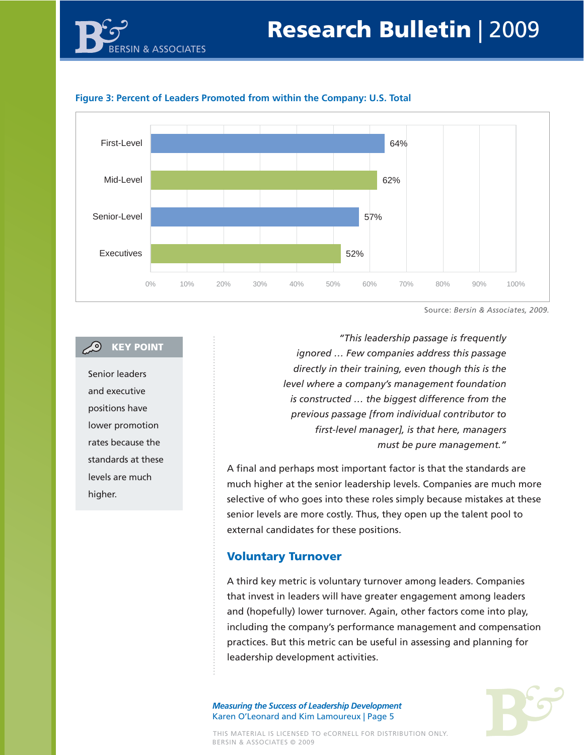**Figure 3: Percent of Leaders Promoted from within the Company: U.S. Total**

| Level | Percent |
|---|---|
| First-Level | 64% |
| Mid-Level | 62% |
| Senior-Level | 57% |
| Executives | 52% |

Source: *Bersin & Associates, 2009.*

> **KEY POINT**
>
> Senior leaders and executive positions have lower promotion rates because the standards at these levels are much higher.

*"This leadership passage is frequently ignored … Few companies address this passage directly in their training, even though this is the level where a company's management foundation is constructed … the biggest difference from the previous passage [from individual contributor to first-level manager], is that here, managers must be pure management."*

A final and perhaps most important factor is that the standards are much higher at the senior leadership levels. Companies are much more selective of who goes into these roles simply because mistakes at these senior levels are more costly. Thus, they open up the talent pool to external candidates for these positions.

## Voluntary Turnover

A third key metric is voluntary turnover among leaders. Companies that invest in leaders will have greater engagement among leaders and (hopefully) lower turnover. Again, other factors come into play, including the company's performance management and compensation practices. But this metric can be useful in assessing and planning for leadership development activities.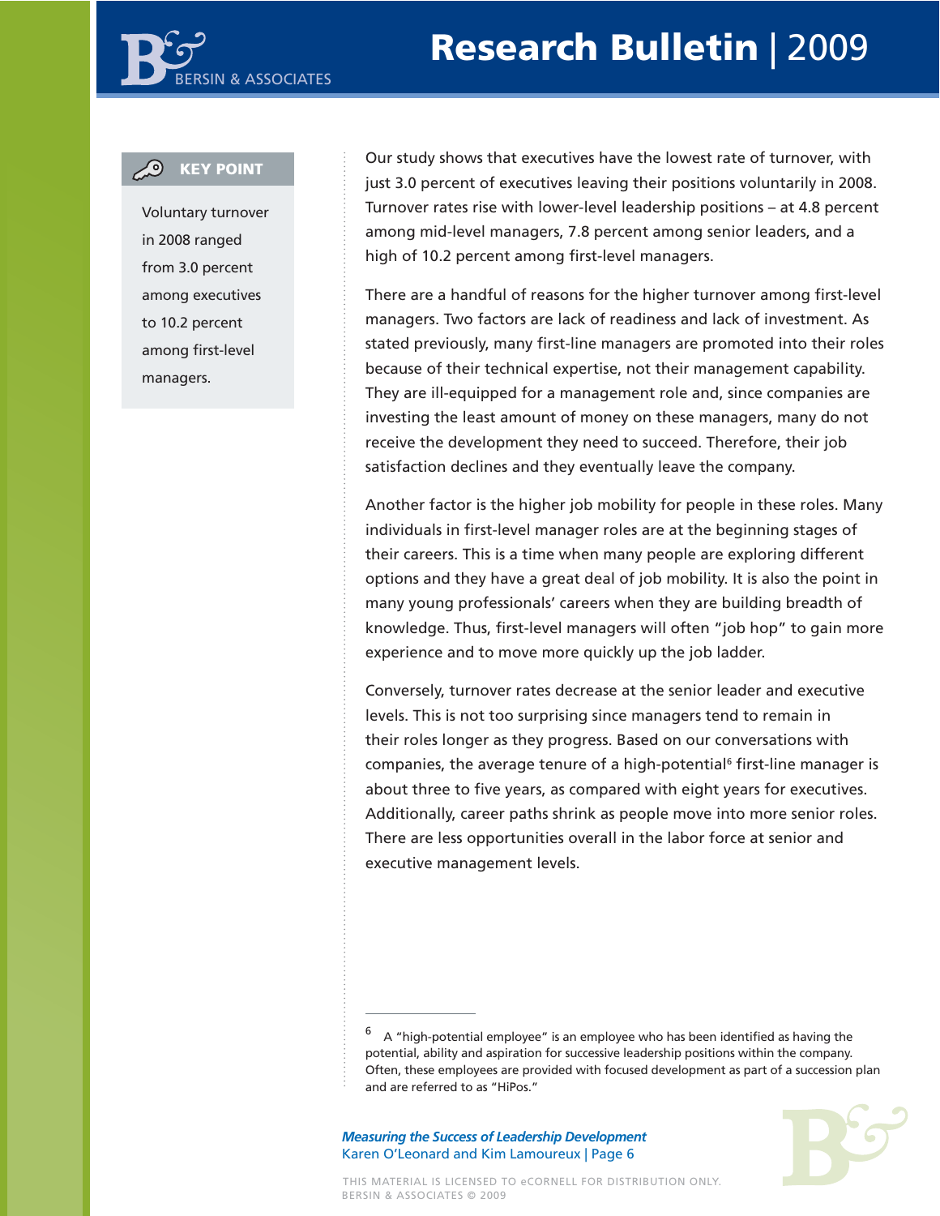**KEY POINT**

Voluntary turnover in 2008 ranged from 3.0 percent among executives to 10.2 percent among first-level managers.

Our study shows that executives have the lowest rate of turnover, with just 3.0 percent of executives leaving their positions voluntarily in 2008. Turnover rates rise with lower-level leadership positions – at 4.8 percent among mid-level managers, 7.8 percent among senior leaders, and a high of 10.2 percent among first-level managers.

There are a handful of reasons for the higher turnover among first-level managers. Two factors are lack of readiness and lack of investment. As stated previously, many first-line managers are promoted into their roles because of their technical expertise, not their management capability. They are ill-equipped for a management role and, since companies are investing the least amount of money on these managers, many do not receive the development they need to succeed. Therefore, their job satisfaction declines and they eventually leave the company.

Another factor is the higher job mobility for people in these roles. Many individuals in first-level manager roles are at the beginning stages of their careers. This is a time when many people are exploring different options and they have a great deal of job mobility. It is also the point in many young professionals' careers when they are building breadth of knowledge. Thus, first-level managers will often "job hop" to gain more experience and to move more quickly up the job ladder.

Conversely, turnover rates decrease at the senior leader and executive levels. This is not too surprising since managers tend to remain in their roles longer as they progress. Based on our conversations with companies, the average tenure of a high-potential[6] first-line manager is about three to five years, as compared with eight years for executives. Additionally, career paths shrink as people move into more senior roles. There are less opportunities overall in the labor force at senior and executive management levels.

---

[6] A "high-potential employee" is an employee who has been identified as having the potential, ability and aspiration for successive leadership positions within the company. Often, these employees are provided with focused development as part of a succession plan and are referred to as "HiPos."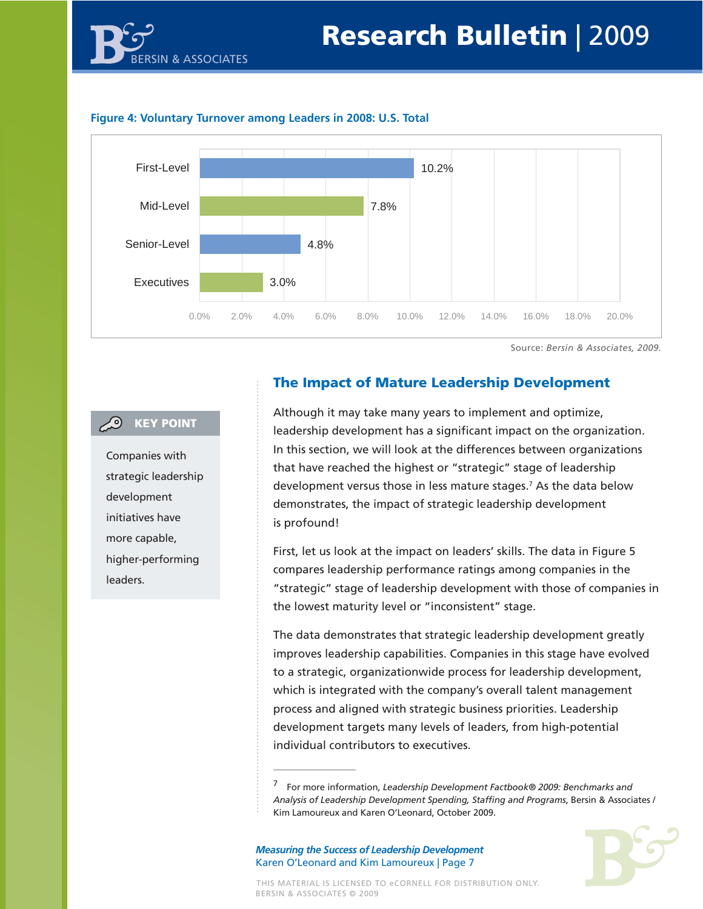**Figure 4: Voluntary Turnover among Leaders in 2008: U.S. Total**

| Level | Voluntary Turnover |
|---|---|
| First-Level | 10.2% |
| Mid-Level | 7.8% |
| Senior-Level | 4.8% |
| Executives | 3.0% |

Source: *Bersin & Associates, 2009.*

## The Impact of Mature Leadership Development

> **KEY POINT**
>
> Companies with strategic leadership development initiatives have more capable, higher-performing leaders.

Although it may take many years to implement and optimize, leadership development has a significant impact on the organization. In this section, we will look at the differences between organizations that have reached the highest or "strategic" stage of leadership development versus those in less mature stages.[7] As the data below demonstrates, the impact of strategic leadership development is profound!

First, let us look at the impact on leaders' skills. The data in Figure 5 compares leadership performance ratings among companies in the "strategic" stage of leadership development with those of companies in the lowest maturity level or "inconsistent" stage.

The data demonstrates that strategic leadership development greatly improves leadership capabilities. Companies in this stage have evolved to a strategic, organizationwide process for leadership development, which is integrated with the company's overall talent management process and aligned with strategic business priorities. Leadership development targets many levels of leaders, from high-potential individual contributors to executives.

---

[7] For more information, *Leadership Development Factbook® 2009: Benchmarks and Analysis of Leadership Development Spending, Staffing and Programs*, Bersin & Associates / Kim Lamoureux and Karen O'Leonard, October 2009.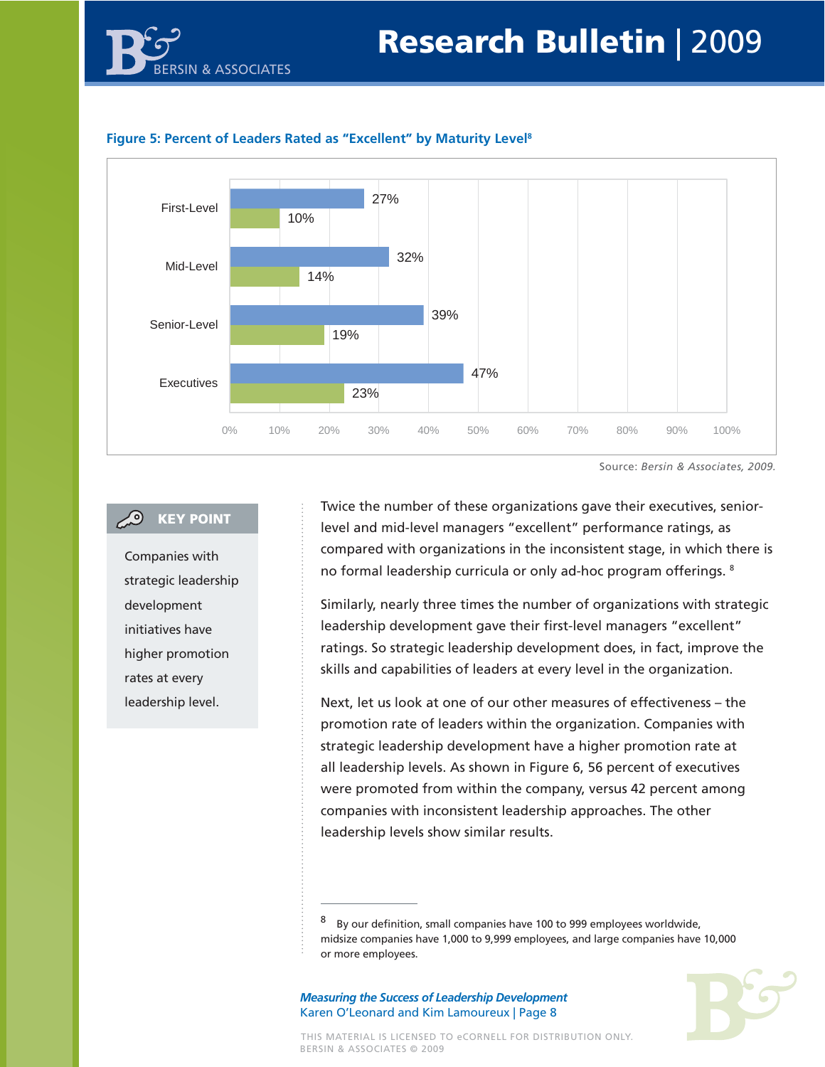**Figure 5: Percent of Leaders Rated as "Excellent" by Maturity Level[8]**

| Level | Blue bar | Green bar |
|---|---|---|
| First-Level | 27% | 10% |
| Mid-Level | 32% | 14% |
| Senior-Level | 39% | 19% |
| Executives | 47% | 23% |

Source: *Bersin & Associates, 2009.*

> **KEY POINT**
>
> Companies with strategic leadership development initiatives have higher promotion rates at every leadership level.

Twice the number of these organizations gave their executives, senior-level and mid-level managers "excellent" performance ratings, as compared with organizations in the inconsistent stage, in which there is no formal leadership curricula or only ad-hoc program offerings. [8]

Similarly, nearly three times the number of organizations with strategic leadership development gave their first-level managers "excellent" ratings. So strategic leadership development does, in fact, improve the skills and capabilities of leaders at every level in the organization.

Next, let us look at one of our other measures of effectiveness – the promotion rate of leaders within the organization. Companies with strategic leadership development have a higher promotion rate at all leadership levels. As shown in Figure 6, 56 percent of executives were promoted from within the company, versus 42 percent among companies with inconsistent leadership approaches. The other leadership levels show similar results.

---

[8] By our definition, small companies have 100 to 999 employees worldwide, midsize companies have 1,000 to 9,999 employees, and large companies have 10,000 or more employees.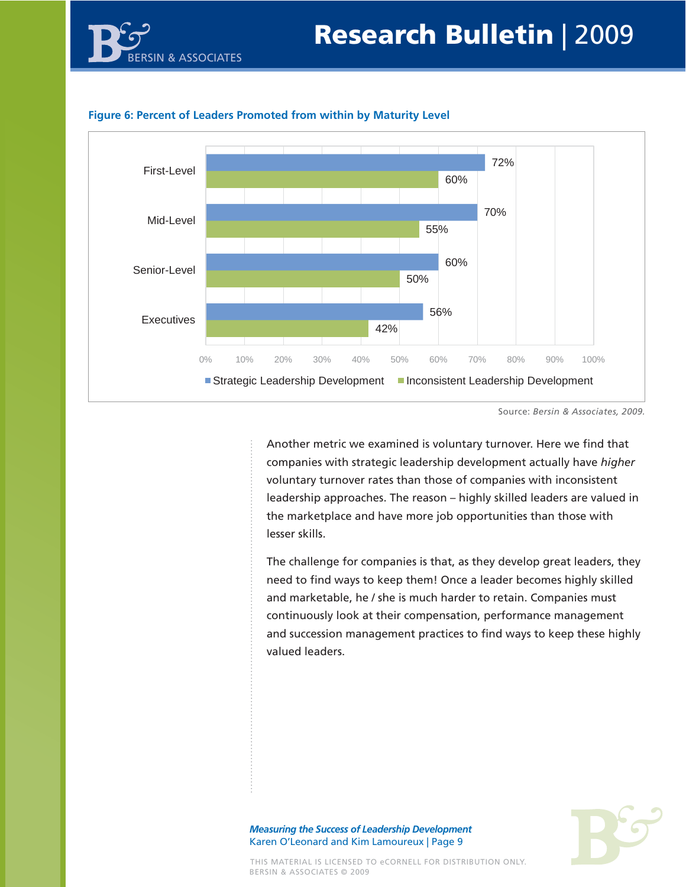**Figure 6: Percent of Leaders Promoted from within by Maturity Level**

| | Strategic Leadership Development | Inconsistent Leadership Development |
|---|---|---|
| First-Level | 72% | 60% |
| Mid-Level | 70% | 55% |
| Senior-Level | 60% | 50% |
| Executives | 56% | 42% |

Source: *Bersin & Associates, 2009.*

Another metric we examined is voluntary turnover. Here we find that companies with strategic leadership development actually have *higher* voluntary turnover rates than those of companies with inconsistent leadership approaches. The reason – highly skilled leaders are valued in the marketplace and have more job opportunities than those with lesser skills.

The challenge for companies is that, as they develop great leaders, they need to find ways to keep them! Once a leader becomes highly skilled and marketable, he / she is much harder to retain. Companies must continuously look at their compensation, performance management and succession management practices to find ways to keep these highly valued leaders.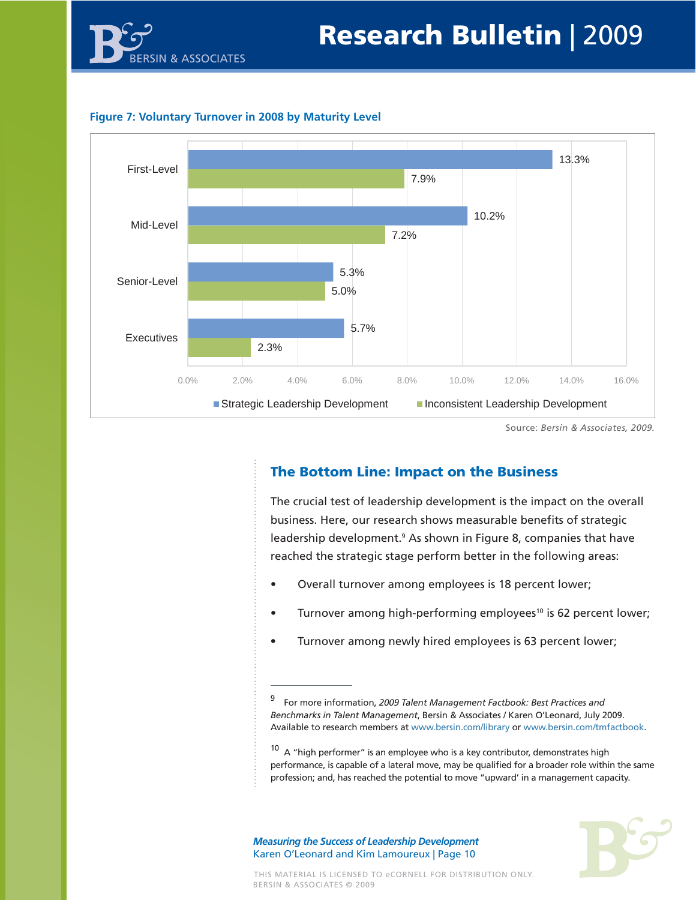**Figure 7: Voluntary Turnover in 2008 by Maturity Level**

| Maturity Level | Strategic Leadership Development | Inconsistent Leadership Development |
|---|---|---|
| First-Level | 13.3% | 7.9% |
| Mid-Level | 10.2% | 7.2% |
| Senior-Level | 5.3% | 5.0% |
| Executives | 5.7% | 2.3% |

Source: *Bersin & Associates, 2009.*

## The Bottom Line: Impact on the Business

The crucial test of leadership development is the impact on the overall business. Here, our research shows measurable benefits of strategic leadership development.[9] As shown in Figure 8, companies that have reached the strategic stage perform better in the following areas:

- Overall turnover among employees is 18 percent lower;
- Turnover among high-performing employees[10] is 62 percent lower;
- Turnover among newly hired employees is 63 percent lower;

---

[9] For more information, *2009 Talent Management Factbook: Best Practices and Benchmarks in Talent Management*, Bersin & Associates / Karen O'Leonard, July 2009. Available to research members at www.bersin.com/library or www.bersin.com/tmfactbook.

[10] A "high performer" is an employee who is a key contributor, demonstrates high performance, is capable of a lateral move, may be qualified for a broader role within the same profession; and, has reached the potential to move "upward' in a management capacity.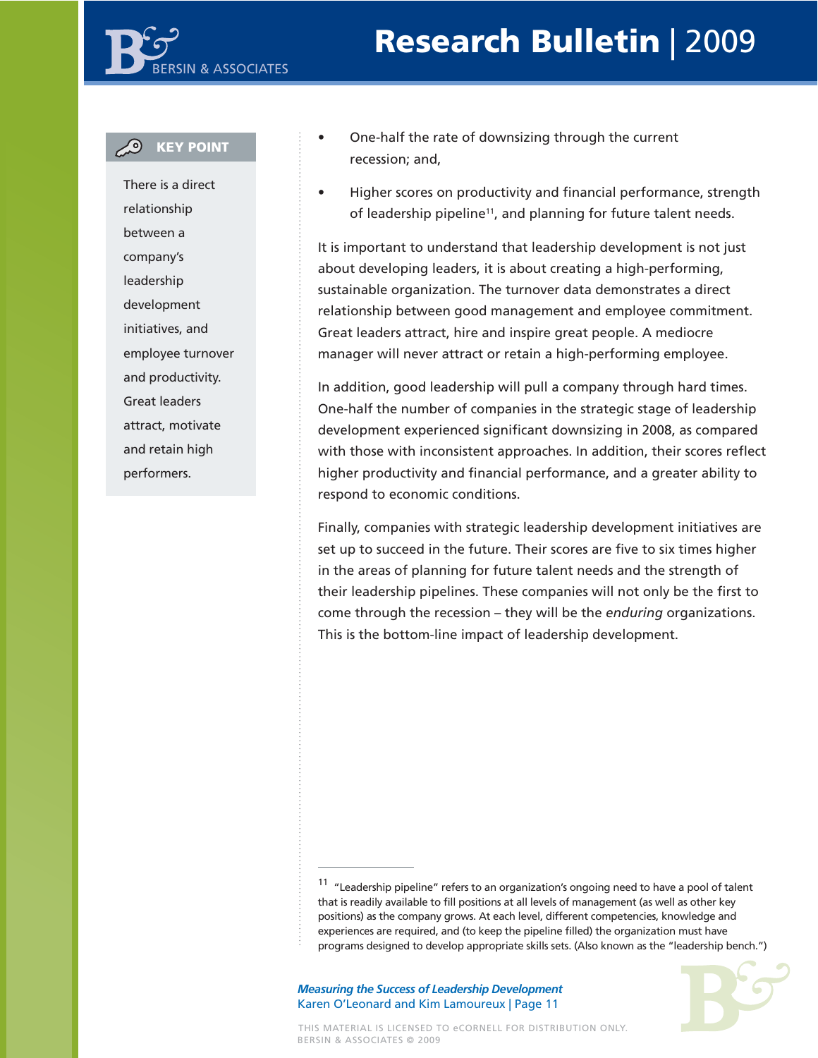**KEY POINT**

There is a direct relationship between a company's leadership development initiatives, and employee turnover and productivity. Great leaders attract, motivate and retain high performers.

- One-half the rate of downsizing through the current recession; and,
- Higher scores on productivity and financial performance, strength of leadership pipeline[11], and planning for future talent needs.

It is important to understand that leadership development is not just about developing leaders, it is about creating a high-performing, sustainable organization. The turnover data demonstrates a direct relationship between good management and employee commitment. Great leaders attract, hire and inspire great people. A mediocre manager will never attract or retain a high-performing employee.

In addition, good leadership will pull a company through hard times. One-half the number of companies in the strategic stage of leadership development experienced significant downsizing in 2008, as compared with those with inconsistent approaches. In addition, their scores reflect higher productivity and financial performance, and a greater ability to respond to economic conditions.

Finally, companies with strategic leadership development initiatives are set up to succeed in the future. Their scores are five to six times higher in the areas of planning for future talent needs and the strength of their leadership pipelines. These companies will not only be the first to come through the recession – they will be the *enduring* organizations. This is the bottom-line impact of leadership development.

---

[11] "Leadership pipeline" refers to an organization's ongoing need to have a pool of talent that is readily available to fill positions at all levels of management (as well as other key positions) as the company grows. At each level, different competencies, knowledge and experiences are required, and (to keep the pipeline filled) the organization must have programs designed to develop appropriate skills sets. (Also known as the "leadership bench.")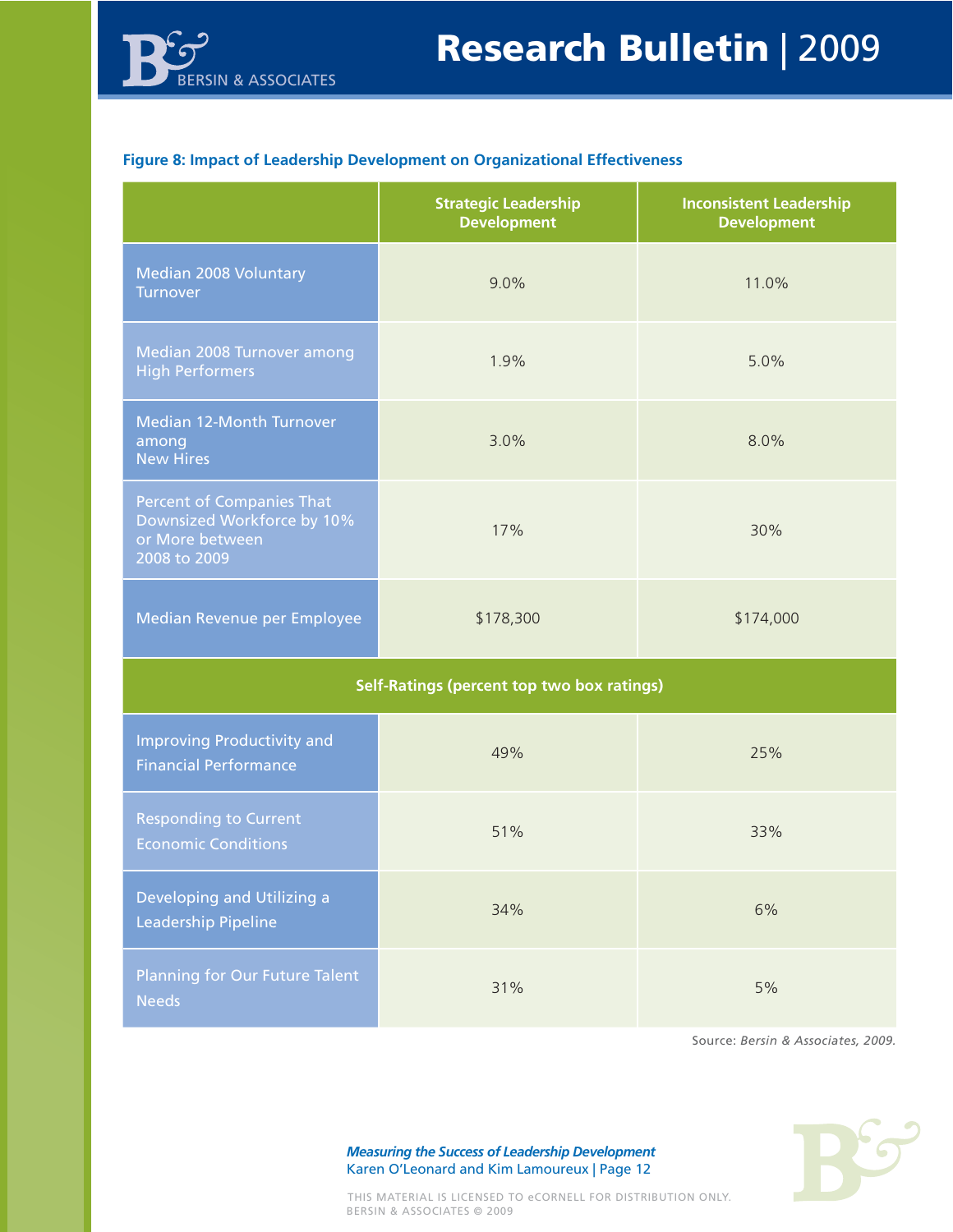**Figure 8: Impact of Leadership Development on Organizational Effectiveness**

| | Strategic Leadership Development | Inconsistent Leadership Development |
|---|---|---|
| Median 2008 Voluntary Turnover | 9.0% | 11.0% |
| Median 2008 Turnover among High Performers | 1.9% | 5.0% |
| Median 12-Month Turnover among New Hires | 3.0% | 8.0% |
| Percent of Companies That Downsized Workforce by 10% or More between 2008 to 2009 | 17% | 30% |
| Median Revenue per Employee | $178,300 | $174,000 |
| **Self-Ratings (percent top two box ratings)** | | |
| Improving Productivity and Financial Performance | 49% | 25% |
| Responding to Current Economic Conditions | 51% | 33% |
| Developing and Utilizing a Leadership Pipeline | 34% | 6% |
| Planning for Our Future Talent Needs | 31% | 5% |

Source: *Bersin & Associates, 2009.*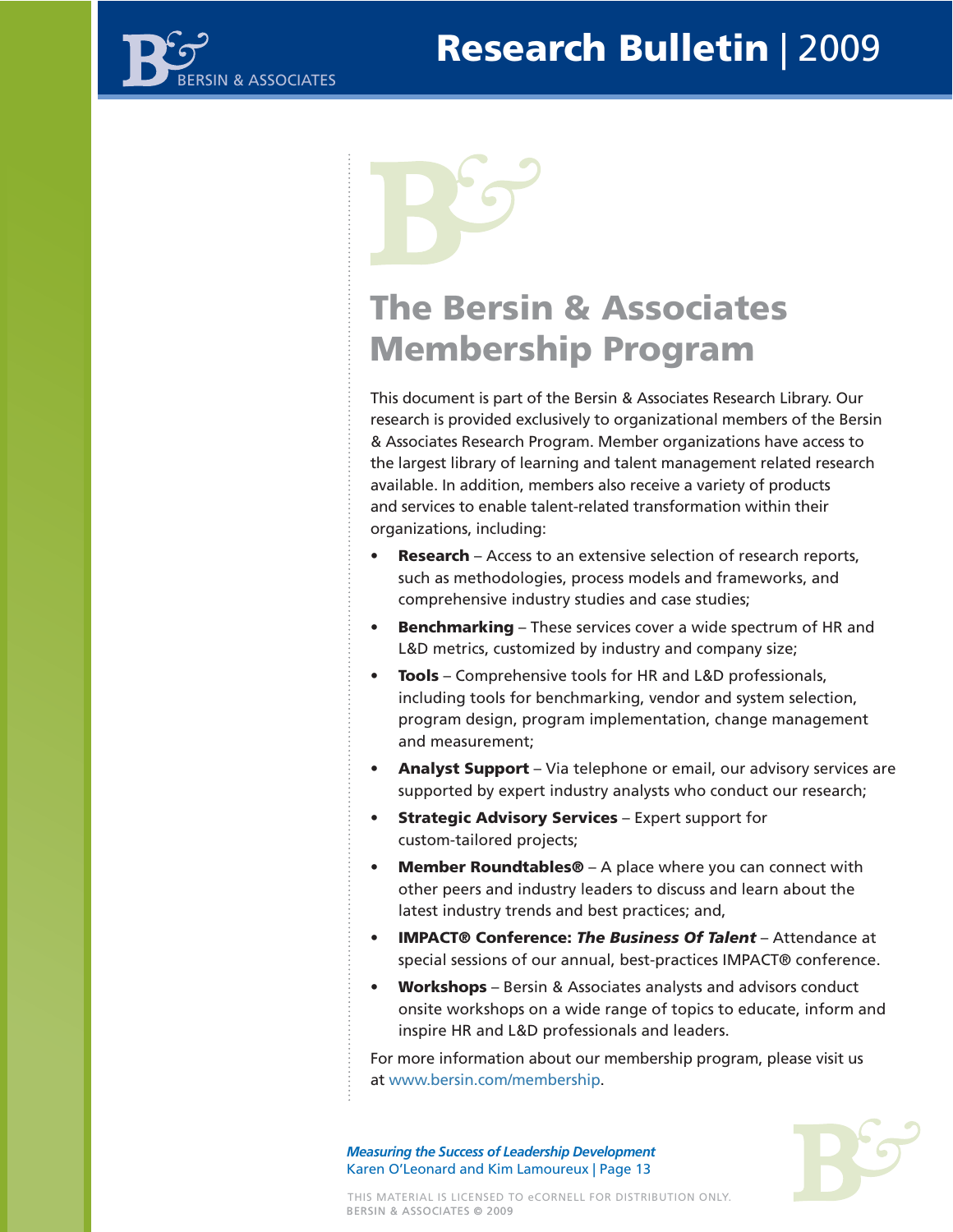# The Bersin & Associates Membership Program

This document is part of the Bersin & Associates Research Library. Our research is provided exclusively to organizational members of the Bersin & Associates Research Program. Member organizations have access to the largest library of learning and talent management related research available. In addition, members also receive a variety of products and services to enable talent-related transformation within their organizations, including:

- **Research** – Access to an extensive selection of research reports, such as methodologies, process models and frameworks, and comprehensive industry studies and case studies;
- **Benchmarking** – These services cover a wide spectrum of HR and L&D metrics, customized by industry and company size;
- **Tools** – Comprehensive tools for HR and L&D professionals, including tools for benchmarking, vendor and system selection, program design, program implementation, change management and measurement;
- **Analyst Support** – Via telephone or email, our advisory services are supported by expert industry analysts who conduct our research;
- **Strategic Advisory Services** – Expert support for custom-tailored projects;
- **Member Roundtables®** – A place where you can connect with other peers and industry leaders to discuss and learn about the latest industry trends and best practices; and,
- **IMPACT® Conference: *The Business Of Talent*** – Attendance at special sessions of our annual, best-practices IMPACT® conference.
- **Workshops** – Bersin & Associates analysts and advisors conduct onsite workshops on a wide range of topics to educate, inform and inspire HR and L&D professionals and leaders.

For more information about our membership program, please visit us at www.bersin.com/membership.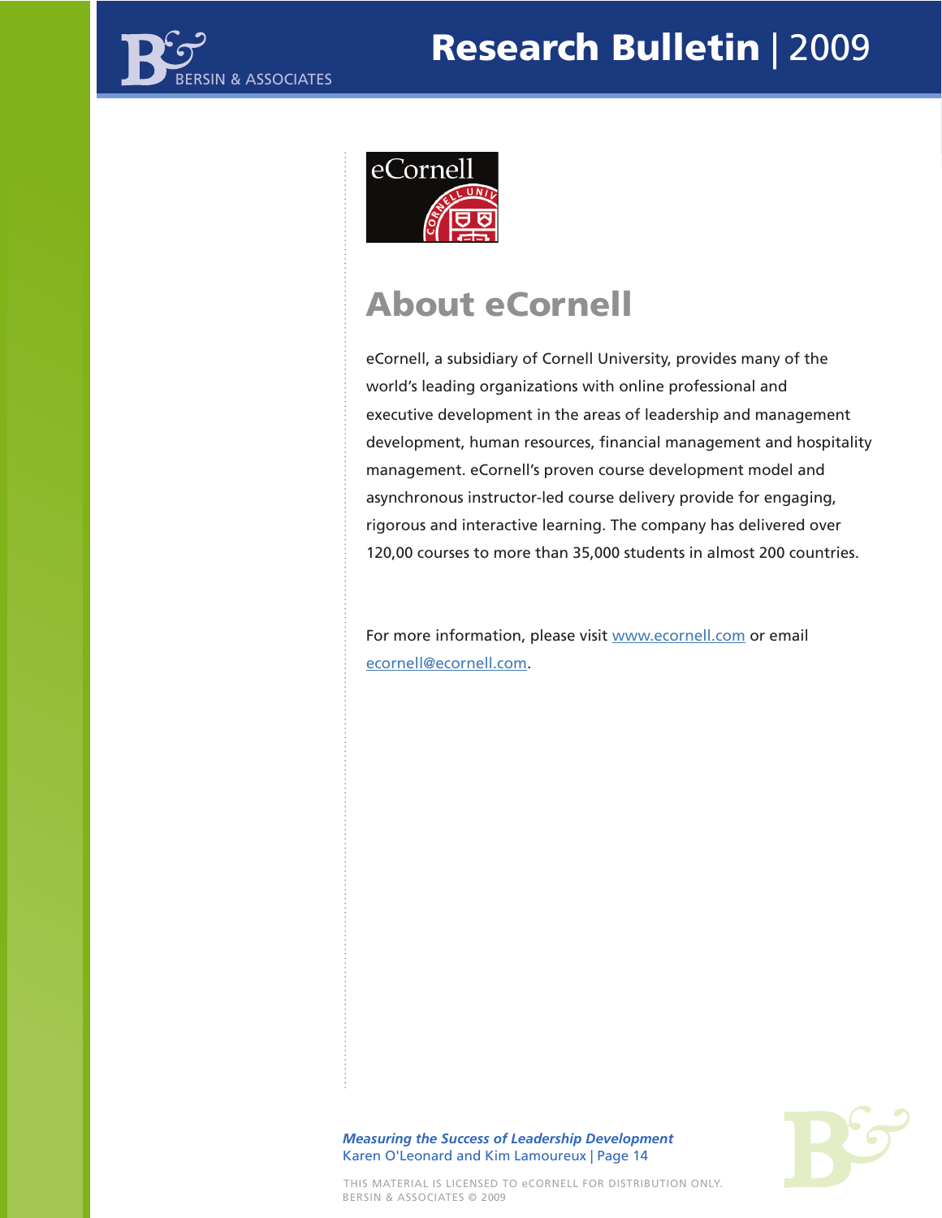# About eCornell

eCornell, a subsidiary of Cornell University, provides many of the world's leading organizations with online professional and executive development in the areas of leadership and management development, human resources, financial management and hospitality management. eCornell's proven course development model and asynchronous instructor-led course delivery provide for engaging, rigorous and interactive learning. The company has delivered over 120,00 courses to more than 35,000 students in almost 200 countries.

For more information, please visit www.ecornell.com or email ecornell@ecornell.com.